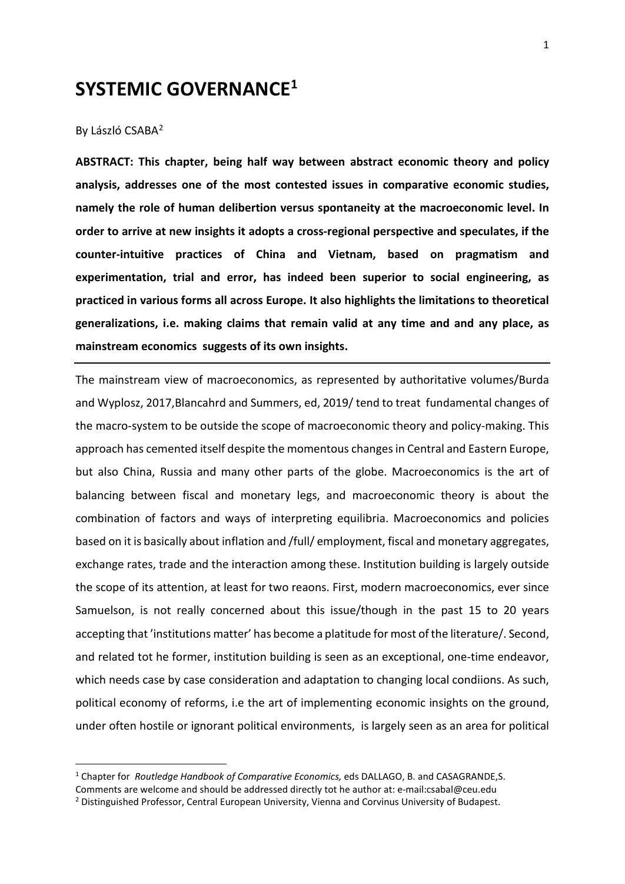# SYSTEMIC GOVERNANCE[1]

By László CSABA[2]

**ABSTRACT: This chapter, being half way between abstract economic theory and policy analysis, addresses one of the most contested issues in comparative economic studies, namely the role of human delibertion versus spontaneity at the macroeconomic level. In order to arrive at new insights it adopts a cross-regional perspective and speculates, if the counter-intuitive practices of China and Vietnam, based on pragmatism and experimentation, trial and error, has indeed been superior to social engineering, as practiced in various forms all across Europe. It also highlights the limitations to theoretical generalizations, i.e. making claims that remain valid at any time and and any place, as mainstream economics suggests of its own insights.**

---

The mainstream view of macroeconomics, as represented by authoritative volumes/Burda and Wyplosz, 2017,Blancahrd and Summers, ed, 2019/ tend to treat fundamental changes of the macro-system to be outside the scope of macroeconomic theory and policy-making. This approach has cemented itself despite the momentous changes in Central and Eastern Europe, but also China, Russia and many other parts of the globe. Macroeconomics is the art of balancing between fiscal and monetary legs, and macroeconomic theory is about the combination of factors and ways of interpreting equilibria. Macroeconomics and policies based on it is basically about inflation and /full/ employment, fiscal and monetary aggregates, exchange rates, trade and the interaction among these. Institution building is largely outside the scope of its attention, at least for two reaons. First, modern macroeconomics, ever since Samuelson, is not really concerned about this issue/though in the past 15 to 20 years accepting that 'institutions matter' has become a platitude for most of the literature/. Second, and related tot he former, institution building is seen as an exceptional, one-time endeavor, which needs case by case consideration and adaptation to changing local condiions. As such, political economy of reforms, i.e the art of implementing economic insights on the ground, under often hostile or ignorant political environments, is largely seen as an area for political

---

[1] Chapter for *Routledge Handbook of Comparative Economics,* eds DALLAGO, B. and CASAGRANDE,S. Comments are welcome and should be addressed directly tot he author at: e-mail:csabal@ceu.edu

[2] Distinguished Professor, Central European University, Vienna and Corvinus University of Budapest.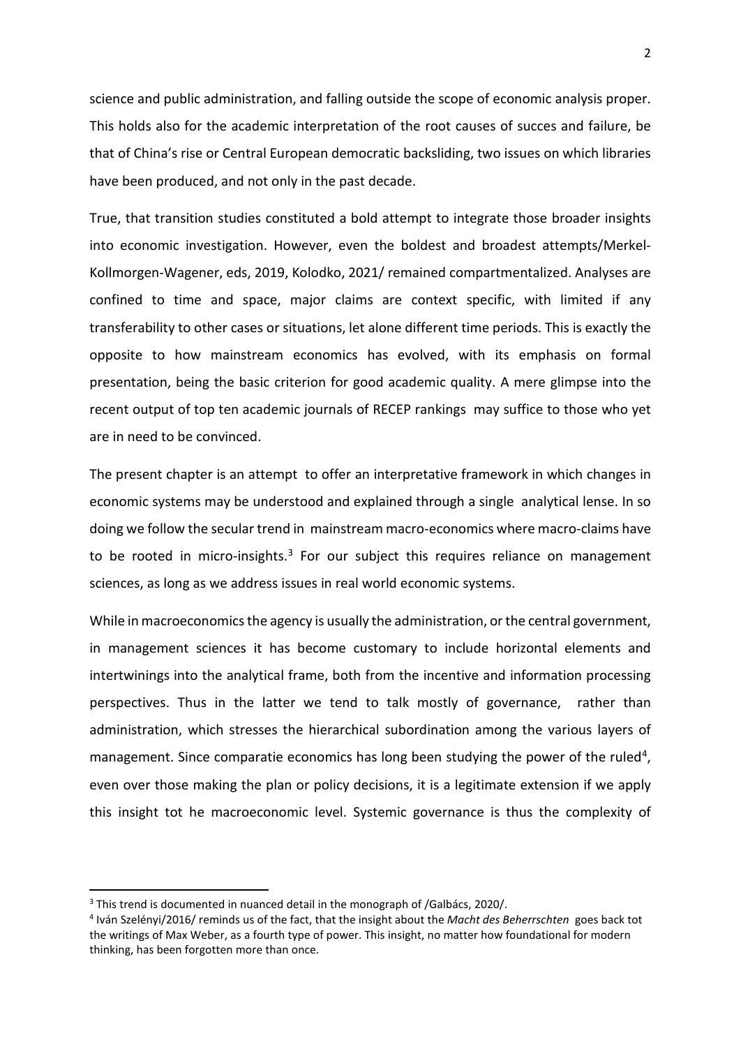science and public administration, and falling outside the scope of economic analysis proper. This holds also for the academic interpretation of the root causes of succes and failure, be that of China's rise or Central European democratic backsliding, two issues on which libraries have been produced, and not only in the past decade.

True, that transition studies constituted a bold attempt to integrate those broader insights into economic investigation. However, even the boldest and broadest attempts/Merkel-Kollmorgen-Wagener, eds, 2019, Kolodko, 2021/ remained compartmentalized. Analyses are confined to time and space, major claims are context specific, with limited if any transferability to other cases or situations, let alone different time periods. This is exactly the opposite to how mainstream economics has evolved, with its emphasis on formal presentation, being the basic criterion for good academic quality. A mere glimpse into the recent output of top ten academic journals of RECEP rankings may suffice to those who yet are in need to be convinced.

The present chapter is an attempt to offer an interpretative framework in which changes in economic systems may be understood and explained through a single analytical lense. In so doing we follow the secular trend in mainstream macro-economics where macro-claims have to be rooted in micro-insights.[3] For our subject this requires reliance on management sciences, as long as we address issues in real world economic systems.

While in macroeconomics the agency is usually the administration, or the central government, in management sciences it has become customary to include horizontal elements and intertwinings into the analytical frame, both from the incentive and information processing perspectives. Thus in the latter we tend to talk mostly of governance, rather than administration, which stresses the hierarchical subordination among the various layers of management. Since comparatie economics has long been studying the power of the ruled[4], even over those making the plan or policy decisions, it is a legitimate extension if we apply this insight tot he macroeconomic level. Systemic governance is thus the complexity of

---

[3] This trend is documented in nuanced detail in the monograph of /Galbács, 2020/.

[4] Iván Szelényi/2016/ reminds us of the fact, that the insight about the *Macht des Beherrschten* goes back tot the writings of Max Weber, as a fourth type of power. This insight, no matter how foundational for modern thinking, has been forgotten more than once.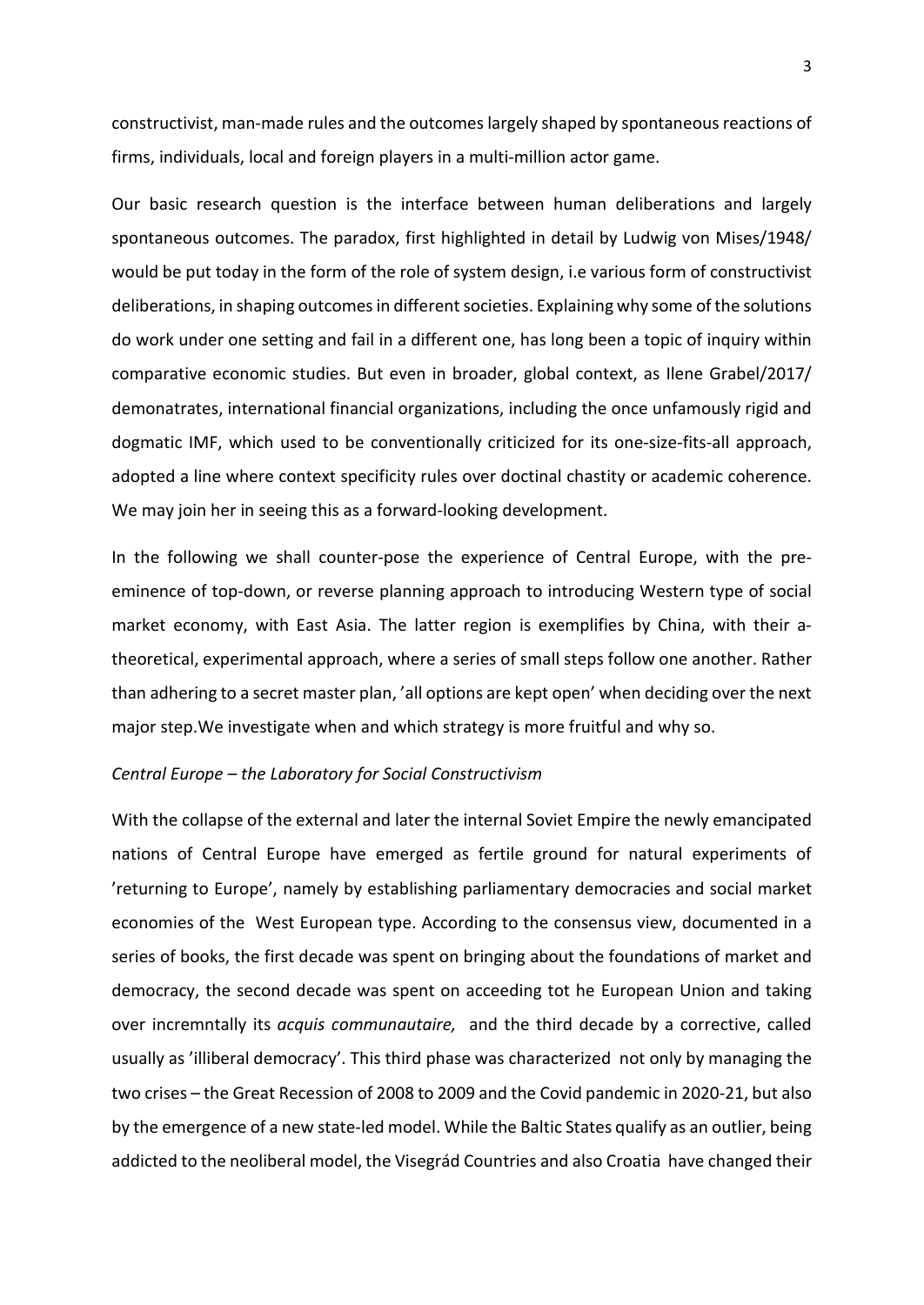constructivist, man-made rules and the outcomes largely shaped by spontaneous reactions of firms, individuals, local and foreign players in a multi-million actor game.

Our basic research question is the interface between human deliberations and largely spontaneous outcomes. The paradox, first highlighted in detail by Ludwig von Mises/1948/ would be put today in the form of the role of system design, i.e various form of constructivist deliberations, in shaping outcomes in different societies. Explaining why some of the solutions do work under one setting and fail in a different one, has long been a topic of inquiry within comparative economic studies. But even in broader, global context, as Ilene Grabel/2017/ demonatrates, international financial organizations, including the once unfamously rigid and dogmatic IMF, which used to be conventionally criticized for its one-size-fits-all approach, adopted a line where context specificity rules over doctinal chastity or academic coherence. We may join her in seeing this as a forward-looking development.

In the following we shall counter-pose the experience of Central Europe, with the pre-eminence of top-down, or reverse planning approach to introducing Western type of social market economy, with East Asia. The latter region is exemplifies by China, with their a-theoretical, experimental approach, where a series of small steps follow one another. Rather than adhering to a secret master plan, 'all options are kept open' when deciding over the next major step.We investigate when and which strategy is more fruitful and why so.

*Central Europe – the Laboratory for Social Constructivism*

With the collapse of the external and later the internal Soviet Empire the newly emancipated nations of Central Europe have emerged as fertile ground for natural experiments of 'returning to Europe', namely by establishing parliamentary democracies and social market economies of the West European type. According to the consensus view, documented in a series of books, the first decade was spent on bringing about the foundations of market and democracy, the second decade was spent on acceeding tot he European Union and taking over incremntally its *acquis communautaire,* and the third decade by a corrective, called usually as 'illiberal democracy'. This third phase was characterized not only by managing the two crises – the Great Recession of 2008 to 2009 and the Covid pandemic in 2020-21, but also by the emergence of a new state-led model. While the Baltic States qualify as an outlier, being addicted to the neoliberal model, the Visegrád Countries and also Croatia have changed their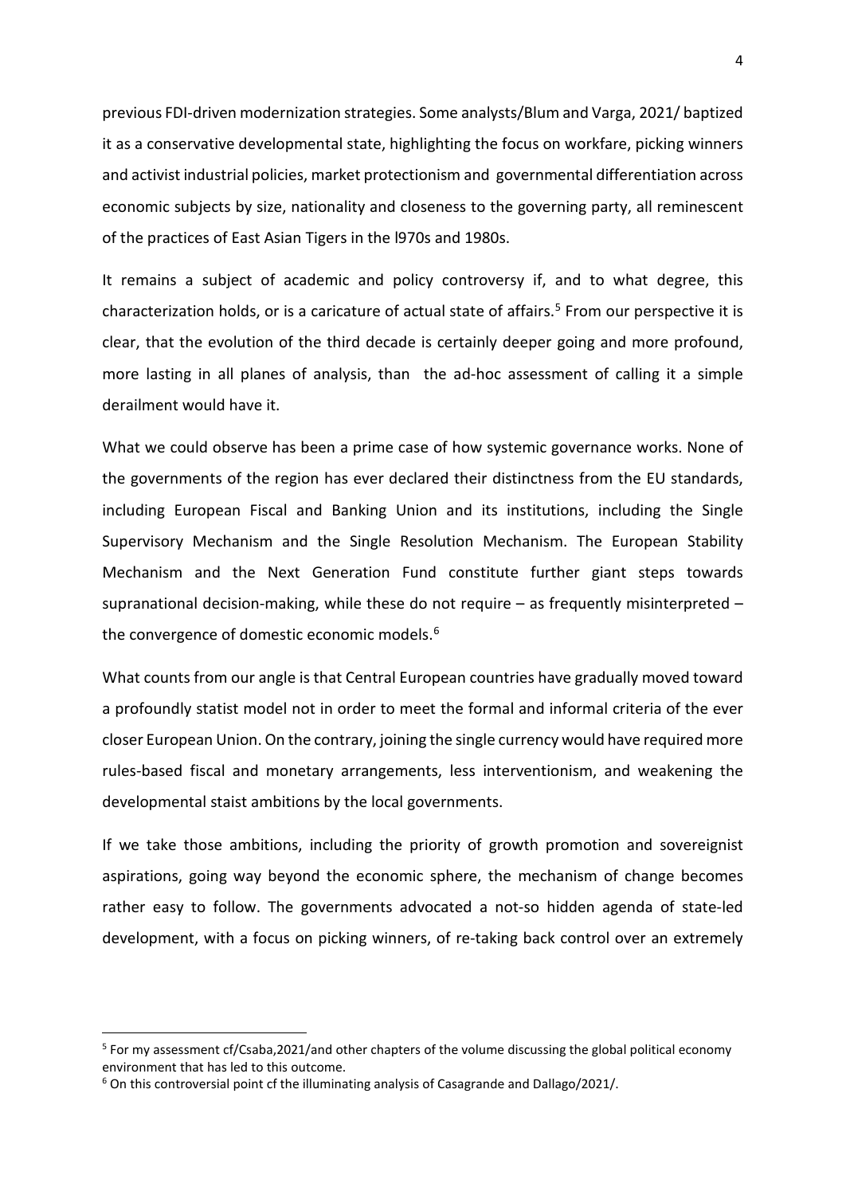previous FDI-driven modernization strategies. Some analysts/Blum and Varga, 2021/ baptized it as a conservative developmental state, highlighting the focus on workfare, picking winners and activist industrial policies, market protectionism and governmental differentiation across economic subjects by size, nationality and closeness to the governing party, all reminescent of the practices of East Asian Tigers in the l970s and 1980s.

It remains a subject of academic and policy controversy if, and to what degree, this characterization holds, or is a caricature of actual state of affairs.[5] From our perspective it is clear, that the evolution of the third decade is certainly deeper going and more profound, more lasting in all planes of analysis, than the ad-hoc assessment of calling it a simple derailment would have it.

What we could observe has been a prime case of how systemic governance works. None of the governments of the region has ever declared their distinctness from the EU standards, including European Fiscal and Banking Union and its institutions, including the Single Supervisory Mechanism and the Single Resolution Mechanism. The European Stability Mechanism and the Next Generation Fund constitute further giant steps towards supranational decision-making, while these do not require – as frequently misinterpreted – the convergence of domestic economic models.[6]

What counts from our angle is that Central European countries have gradually moved toward a profoundly statist model not in order to meet the formal and informal criteria of the ever closer European Union. On the contrary, joining the single currency would have required more rules-based fiscal and monetary arrangements, less interventionism, and weakening the developmental staist ambitions by the local governments.

If we take those ambitions, including the priority of growth promotion and sovereignist aspirations, going way beyond the economic sphere, the mechanism of change becomes rather easy to follow. The governments advocated a not-so hidden agenda of state-led development, with a focus on picking winners, of re-taking back control over an extremely

---

[5] For my assessment cf/Csaba,2021/and other chapters of the volume discussing the global political economy environment that has led to this outcome.

[6] On this controversial point cf the illuminating analysis of Casagrande and Dallago/2021/.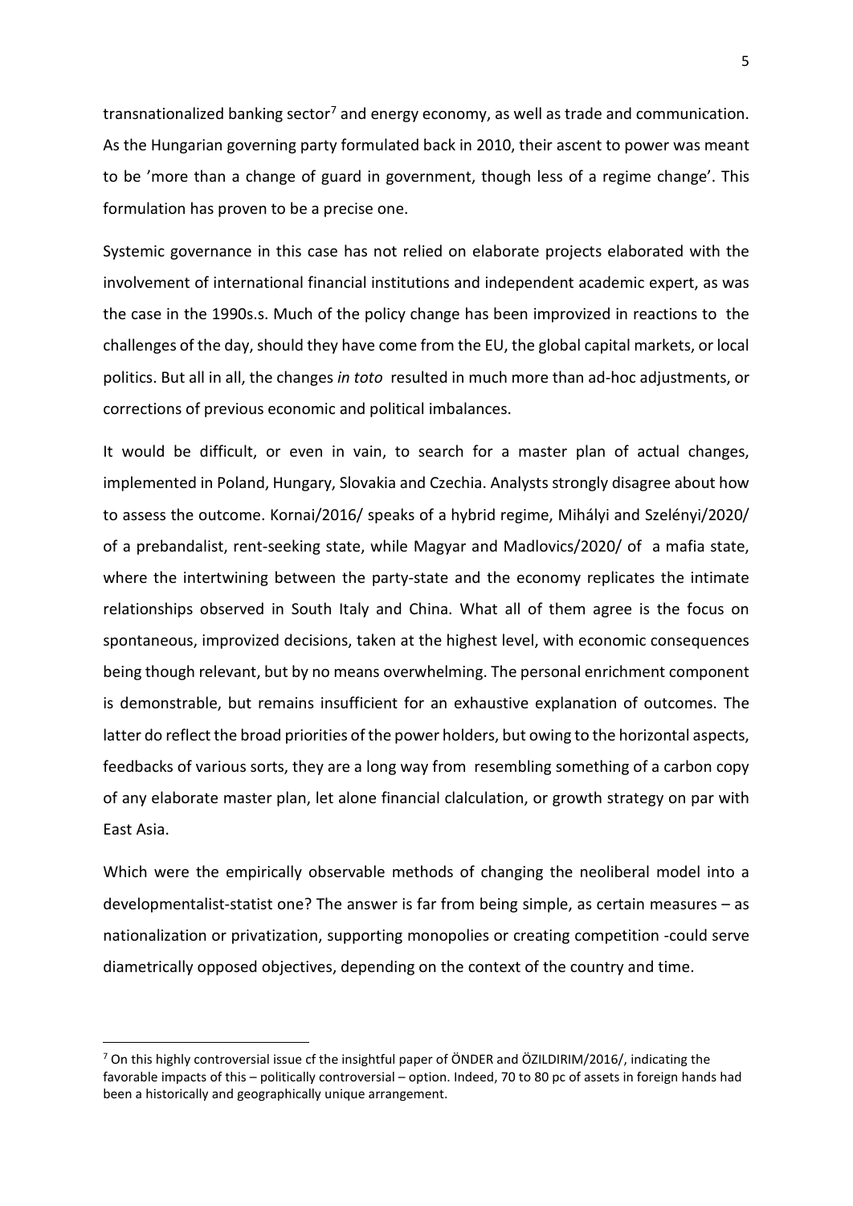transnationalized banking sector[7] and energy economy, as well as trade and communication. As the Hungarian governing party formulated back in 2010, their ascent to power was meant to be 'more than a change of guard in government, though less of a regime change'. This formulation has proven to be a precise one.

Systemic governance in this case has not relied on elaborate projects elaborated with the involvement of international financial institutions and independent academic expert, as was the case in the 1990s.s. Much of the policy change has been improvized in reactions to the challenges of the day, should they have come from the EU, the global capital markets, or local politics. But all in all, the changes *in toto* resulted in much more than ad-hoc adjustments, or corrections of previous economic and political imbalances.

It would be difficult, or even in vain, to search for a master plan of actual changes, implemented in Poland, Hungary, Slovakia and Czechia. Analysts strongly disagree about how to assess the outcome. Kornai/2016/ speaks of a hybrid regime, Mihályi and Szelényi/2020/ of a prebandalist, rent-seeking state, while Magyar and Madlovics/2020/ of a mafia state, where the intertwining between the party-state and the economy replicates the intimate relationships observed in South Italy and China. What all of them agree is the focus on spontaneous, improvized decisions, taken at the highest level, with economic consequences being though relevant, but by no means overwhelming. The personal enrichment component is demonstrable, but remains insufficient for an exhaustive explanation of outcomes. The latter do reflect the broad priorities of the power holders, but owing to the horizontal aspects, feedbacks of various sorts, they are a long way from resembling something of a carbon copy of any elaborate master plan, let alone financial clalculation, or growth strategy on par with East Asia.

Which were the empirically observable methods of changing the neoliberal model into a developmentalist-statist one? The answer is far from being simple, as certain measures – as nationalization or privatization, supporting monopolies or creating competition -could serve diametrically opposed objectives, depending on the context of the country and time.

---

[7] On this highly controversial issue cf the insightful paper of ÖNDER and ÖZILDIRIM/2016/, indicating the favorable impacts of this – politically controversial – option. Indeed, 70 to 80 pc of assets in foreign hands had been a historically and geographically unique arrangement.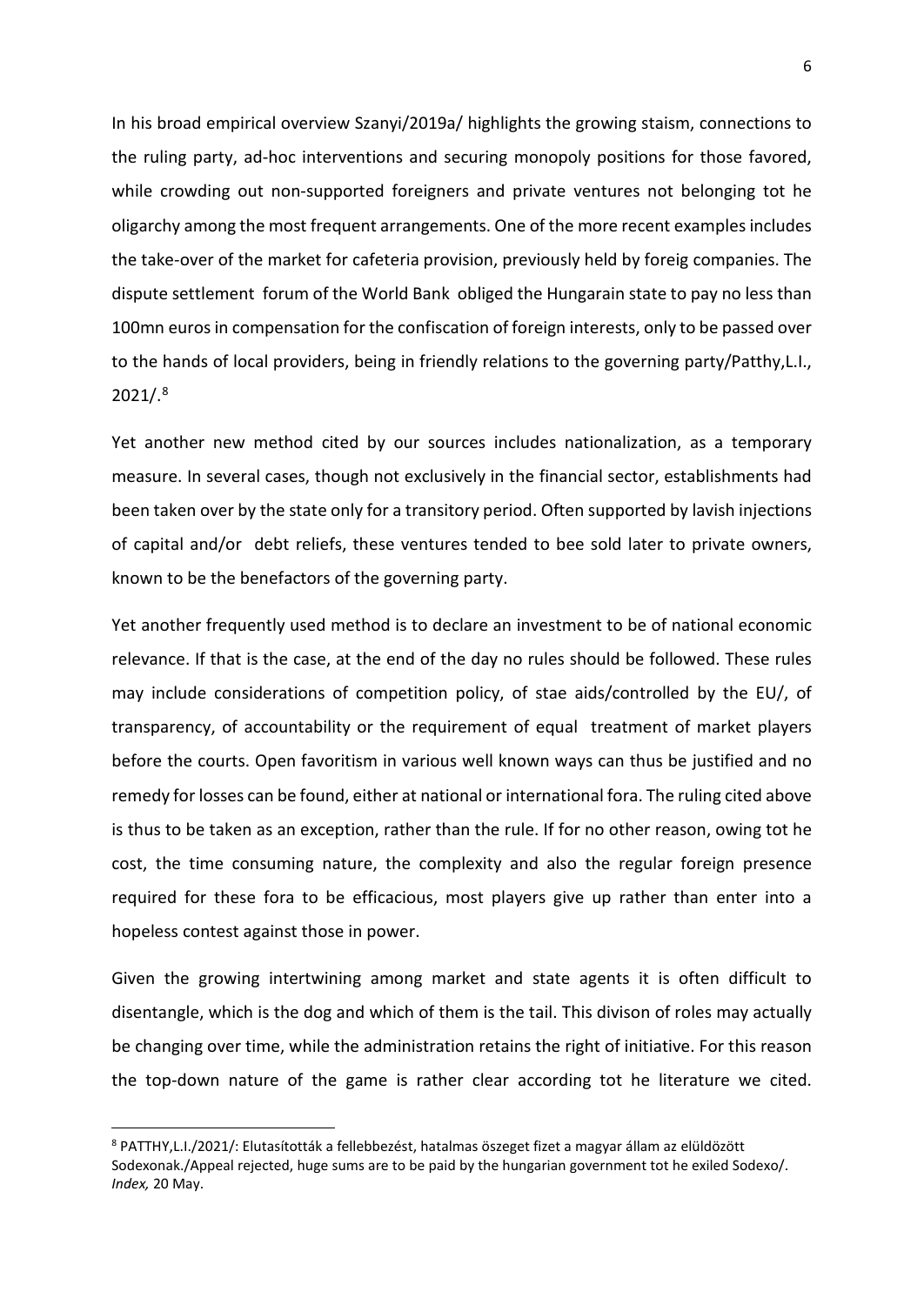In his broad empirical overview Szanyi/2019a/ highlights the growing staism, connections to the ruling party, ad-hoc interventions and securing monopoly positions for those favored, while crowding out non-supported foreigners and private ventures not belonging tot he oligarchy among the most frequent arrangements. One of the more recent examples includes the take-over of the market for cafeteria provision, previously held by foreig companies. The dispute settlement forum of the World Bank obliged the Hungarain state to pay no less than 100mn euros in compensation for the confiscation of foreign interests, only to be passed over to the hands of local providers, being in friendly relations to the governing party/Patthy,L.I., 2021/.[8]

Yet another new method cited by our sources includes nationalization, as a temporary measure. In several cases, though not exclusively in the financial sector, establishments had been taken over by the state only for a transitory period. Often supported by lavish injections of capital and/or debt reliefs, these ventures tended to bee sold later to private owners, known to be the benefactors of the governing party.

Yet another frequently used method is to declare an investment to be of national economic relevance. If that is the case, at the end of the day no rules should be followed. These rules may include considerations of competition policy, of stae aids/controlled by the EU/, of transparency, of accountability or the requirement of equal treatment of market players before the courts. Open favoritism in various well known ways can thus be justified and no remedy for losses can be found, either at national or international fora. The ruling cited above is thus to be taken as an exception, rather than the rule. If for no other reason, owing tot he cost, the time consuming nature, the complexity and also the regular foreign presence required for these fora to be efficacious, most players give up rather than enter into a hopeless contest against those in power.

Given the growing intertwining among market and state agents it is often difficult to disentangle, which is the dog and which of them is the tail. This divison of roles may actually be changing over time, while the administration retains the right of initiative. For this reason the top-down nature of the game is rather clear according tot he literature we cited.

[8] PATTHY,L.I./2021/: Elutasították a fellebbezést, hatalmas öszeget fizet a magyar állam az elüldözött Sodexonak./Appeal rejected, huge sums are to be paid by the hungarian government tot he exiled Sodexo/. *Index,* 20 May.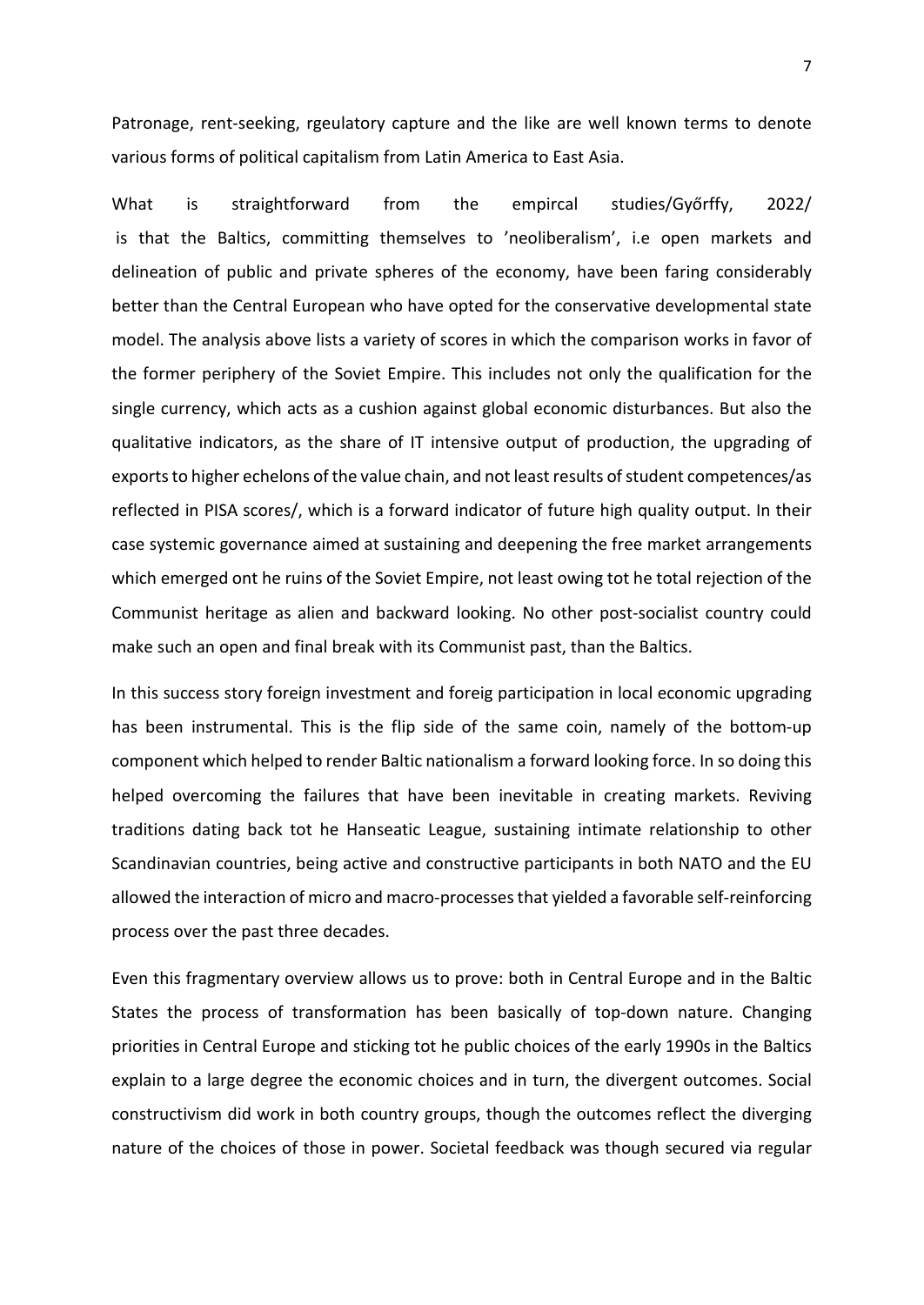Patronage, rent-seeking, rgeulatory capture and the like are well known terms to denote various forms of political capitalism from Latin America to East Asia.

What is straightforward from the empircal studies/Győrffy, 2022/ is that the Baltics, committing themselves to 'neoliberalism', i.e open markets and delineation of public and private spheres of the economy, have been faring considerably better than the Central European who have opted for the conservative developmental state model. The analysis above lists a variety of scores in which the comparison works in favor of the former periphery of the Soviet Empire. This includes not only the qualification for the single currency, which acts as a cushion against global economic disturbances. But also the qualitative indicators, as the share of IT intensive output of production, the upgrading of exports to higher echelons of the value chain, and not least results of student competences/as reflected in PISA scores/, which is a forward indicator of future high quality output. In their case systemic governance aimed at sustaining and deepening the free market arrangements which emerged ont he ruins of the Soviet Empire, not least owing tot he total rejection of the Communist heritage as alien and backward looking. No other post-socialist country could make such an open and final break with its Communist past, than the Baltics.

In this success story foreign investment and foreig participation in local economic upgrading has been instrumental. This is the flip side of the same coin, namely of the bottom-up component which helped to render Baltic nationalism a forward looking force. In so doing this helped overcoming the failures that have been inevitable in creating markets. Reviving traditions dating back tot he Hanseatic League, sustaining intimate relationship to other Scandinavian countries, being active and constructive participants in both NATO and the EU allowed the interaction of micro and macro-processes that yielded a favorable self-reinforcing process over the past three decades.

Even this fragmentary overview allows us to prove: both in Central Europe and in the Baltic States the process of transformation has been basically of top-down nature. Changing priorities in Central Europe and sticking tot he public choices of the early 1990s in the Baltics explain to a large degree the economic choices and in turn, the divergent outcomes. Social constructivism did work in both country groups, though the outcomes reflect the diverging nature of the choices of those in power. Societal feedback was though secured via regular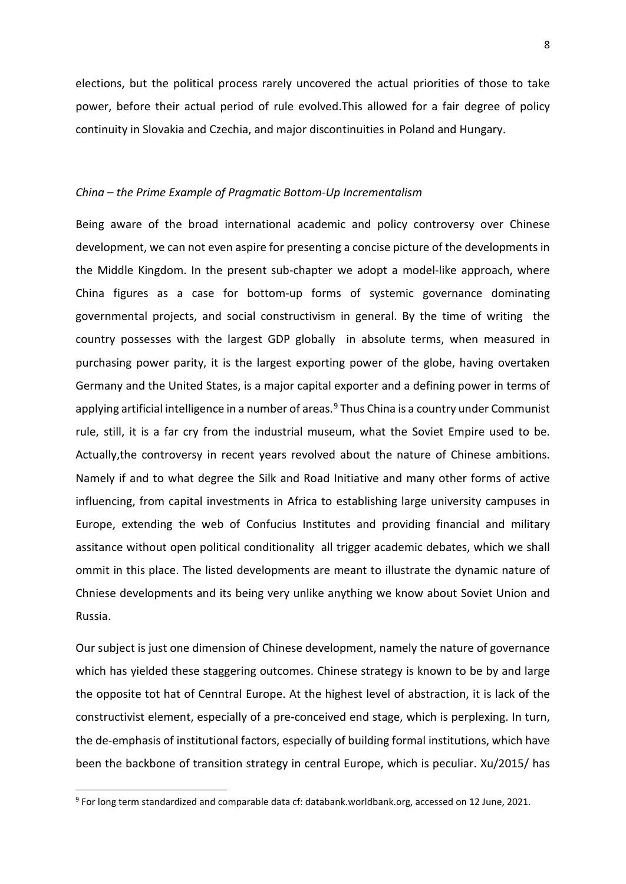elections, but the political process rarely uncovered the actual priorities of those to take power, before their actual period of rule evolved.This allowed for a fair degree of policy continuity in Slovakia and Czechia, and major discontinuities in Poland and Hungary.

*China – the Prime Example of Pragmatic Bottom-Up Incrementalism*

Being aware of the broad international academic and policy controversy over Chinese development, we can not even aspire for presenting a concise picture of the developments in the Middle Kingdom. In the present sub-chapter we adopt a model-like approach, where China figures as a case for bottom-up forms of systemic governance dominating governmental projects, and social constructivism in general. By the time of writing the country possesses with the largest GDP globally in absolute terms, when measured in purchasing power parity, it is the largest exporting power of the globe, having overtaken Germany and the United States, is a major capital exporter and a defining power in terms of applying artificial intelligence in a number of areas.[9] Thus China is a country under Communist rule, still, it is a far cry from the industrial museum, what the Soviet Empire used to be. Actually,the controversy in recent years revolved about the nature of Chinese ambitions. Namely if and to what degree the Silk and Road Initiative and many other forms of active influencing, from capital investments in Africa to establishing large university campuses in Europe, extending the web of Confucius Institutes and providing financial and military assitance without open political conditionality all trigger academic debates, which we shall ommit in this place. The listed developments are meant to illustrate the dynamic nature of Chniese developments and its being very unlike anything we know about Soviet Union and Russia.

Our subject is just one dimension of Chinese development, namely the nature of governance which has yielded these staggering outcomes. Chinese strategy is known to be by and large the opposite tot hat of Cenntral Europe. At the highest level of abstraction, it is lack of the constructivist element, especially of a pre-conceived end stage, which is perplexing. In turn, the de-emphasis of institutional factors, especially of building formal institutions, which have been the backbone of transition strategy in central Europe, which is peculiar. Xu/2015/ has

[9] For long term standardized and comparable data cf: databank.worldbank.org, accessed on 12 June, 2021.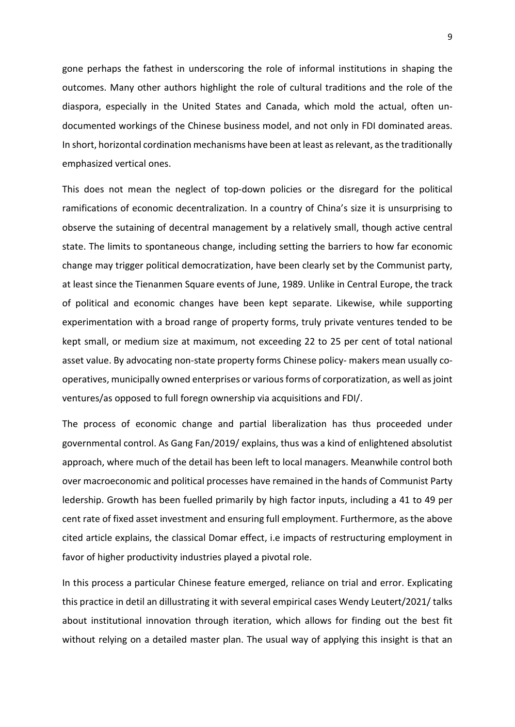gone perhaps the fathest in underscoring the role of informal institutions in shaping the outcomes. Many other authors highlight the role of cultural traditions and the role of the diaspora, especially in the United States and Canada, which mold the actual, often un-documented workings of the Chinese business model, and not only in FDI dominated areas. In short, horizontal cordination mechanisms have been at least as relevant, as the traditionally emphasized vertical ones.

This does not mean the neglect of top-down policies or the disregard for the political ramifications of economic decentralization. In a country of China's size it is unsurprising to observe the sutaining of decentral management by a relatively small, though active central state. The limits to spontaneous change, including setting the barriers to how far economic change may trigger political democratization, have been clearly set by the Communist party, at least since the Tienanmen Square events of June, 1989. Unlike in Central Europe, the track of political and economic changes have been kept separate. Likewise, while supporting experimentation with a broad range of property forms, truly private ventures tended to be kept small, or medium size at maximum, not exceeding 22 to 25 per cent of total national asset value. By advocating non-state property forms Chinese policy- makers mean usually co-operatives, municipally owned enterprises or various forms of corporatization, as well as joint ventures/as opposed to full foregn ownership via acquisitions and FDI/.

The process of economic change and partial liberalization has thus proceeded under governmental control. As Gang Fan/2019/ explains, thus was a kind of enlightened absolutist approach, where much of the detail has been left to local managers. Meanwhile control both over macroeconomic and political processes have remained in the hands of Communist Party ledership. Growth has been fuelled primarily by high factor inputs, including a 41 to 49 per cent rate of fixed asset investment and ensuring full employment. Furthermore, as the above cited article explains, the classical Domar effect, i.e impacts of restructuring employment in favor of higher productivity industries played a pivotal role.

In this process a particular Chinese feature emerged, reliance on trial and error. Explicating this practice in detil an dillustrating it with several empirical cases Wendy Leutert/2021/ talks about institutional innovation through iteration, which allows for finding out the best fit without relying on a detailed master plan. The usual way of applying this insight is that an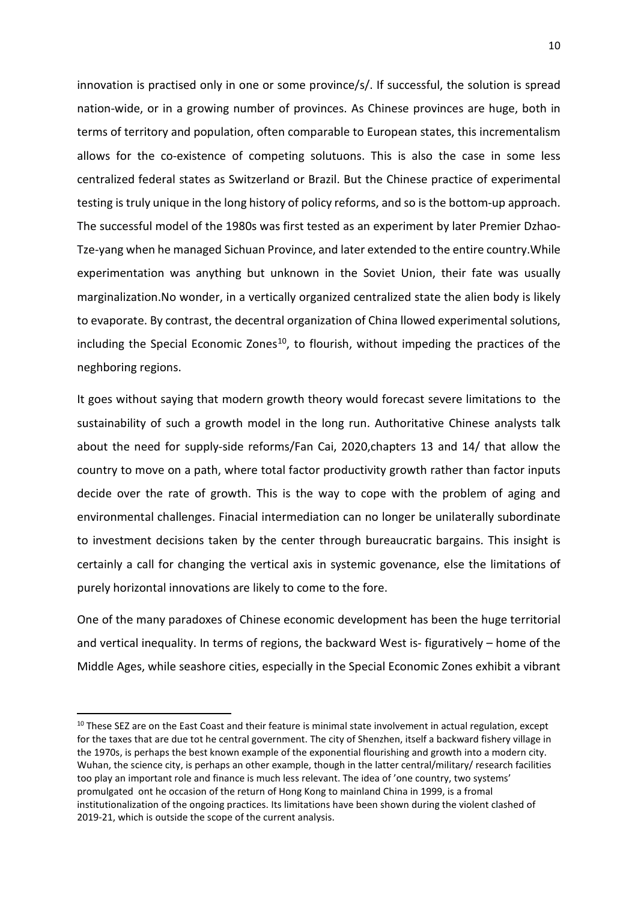innovation is practised only in one or some province/s/. If successful, the solution is spread nation-wide, or in a growing number of provinces. As Chinese provinces are huge, both in terms of territory and population, often comparable to European states, this incrementalism allows for the co-existence of competing solutuons. This is also the case in some less centralized federal states as Switzerland or Brazil. But the Chinese practice of experimental testing is truly unique in the long history of policy reforms, and so is the bottom-up approach. The successful model of the 1980s was first tested as an experiment by later Premier Dzhao-Tze-yang when he managed Sichuan Province, and later extended to the entire country.While experimentation was anything but unknown in the Soviet Union, their fate was usually marginalization.No wonder, in a vertically organized centralized state the alien body is likely to evaporate. By contrast, the decentral organization of China llowed experimental solutions, including the Special Economic Zones[10], to flourish, without impeding the practices of the neghboring regions.

It goes without saying that modern growth theory would forecast severe limitations to the sustainability of such a growth model in the long run. Authoritative Chinese analysts talk about the need for supply-side reforms/Fan Cai, 2020,chapters 13 and 14/ that allow the country to move on a path, where total factor productivity growth rather than factor inputs decide over the rate of growth. This is the way to cope with the problem of aging and environmental challenges. Finacial intermediation can no longer be unilaterally subordinate to investment decisions taken by the center through bureaucratic bargains. This insight is certainly a call for changing the vertical axis in systemic govenance, else the limitations of purely horizontal innovations are likely to come to the fore.

One of the many paradoxes of Chinese economic development has been the huge territorial and vertical inequality. In terms of regions, the backward West is- figuratively – home of the Middle Ages, while seashore cities, especially in the Special Economic Zones exhibit a vibrant

---

[10] These SEZ are on the East Coast and their feature is minimal state involvement in actual regulation, except for the taxes that are due tot he central government. The city of Shenzhen, itself a backward fishery village in the 1970s, is perhaps the best known example of the exponential flourishing and growth into a modern city. Wuhan, the science city, is perhaps an other example, though in the latter central/military/ research facilities too play an important role and finance is much less relevant. The idea of 'one country, two systems' promulgated ont he occasion of the return of Hong Kong to mainland China in 1999, is a fromal institutionalization of the ongoing practices. Its limitations have been shown during the violent clashed of 2019-21, which is outside the scope of the current analysis.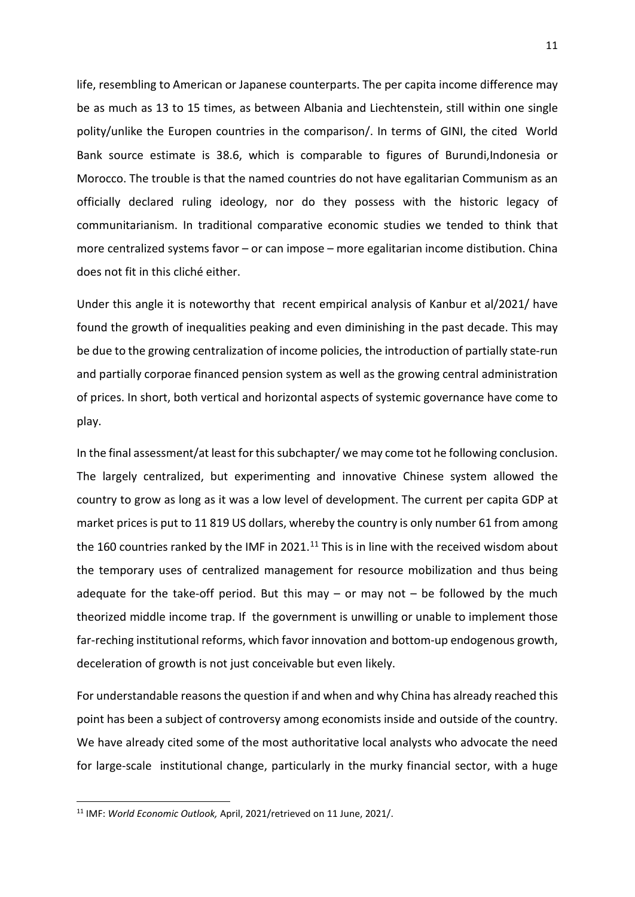life, resembling to American or Japanese counterparts. The per capita income difference may be as much as 13 to 15 times, as between Albania and Liechtenstein, still within one single polity/unlike the Europen countries in the comparison/. In terms of GINI, the cited World Bank source estimate is 38.6, which is comparable to figures of Burundi,Indonesia or Morocco. The trouble is that the named countries do not have egalitarian Communism as an officially declared ruling ideology, nor do they possess with the historic legacy of communitarianism. In traditional comparative economic studies we tended to think that more centralized systems favor – or can impose – more egalitarian income distibution. China does not fit in this cliché either.

Under this angle it is noteworthy that recent empirical analysis of Kanbur et al/2021/ have found the growth of inequalities peaking and even diminishing in the past decade. This may be due to the growing centralization of income policies, the introduction of partially state-run and partially corporae financed pension system as well as the growing central administration of prices. In short, both vertical and horizontal aspects of systemic governance have come to play.

In the final assessment/at least for this subchapter/ we may come tot he following conclusion. The largely centralized, but experimenting and innovative Chinese system allowed the country to grow as long as it was a low level of development. The current per capita GDP at market prices is put to 11 819 US dollars, whereby the country is only number 61 from among the 160 countries ranked by the IMF in 2021.[11] This is in line with the received wisdom about the temporary uses of centralized management for resource mobilization and thus being adequate for the take-off period. But this may – or may not – be followed by the much theorized middle income trap. If the government is unwilling or unable to implement those far-reching institutional reforms, which favor innovation and bottom-up endogenous growth, deceleration of growth is not just conceivable but even likely.

For understandable reasons the question if and when and why China has already reached this point has been a subject of controversy among economists inside and outside of the country. We have already cited some of the most authoritative local analysts who advocate the need for large-scale institutional change, particularly in the murky financial sector, with a huge

---

[11] IMF: *World Economic Outlook,* April, 2021/retrieved on 11 June, 2021/.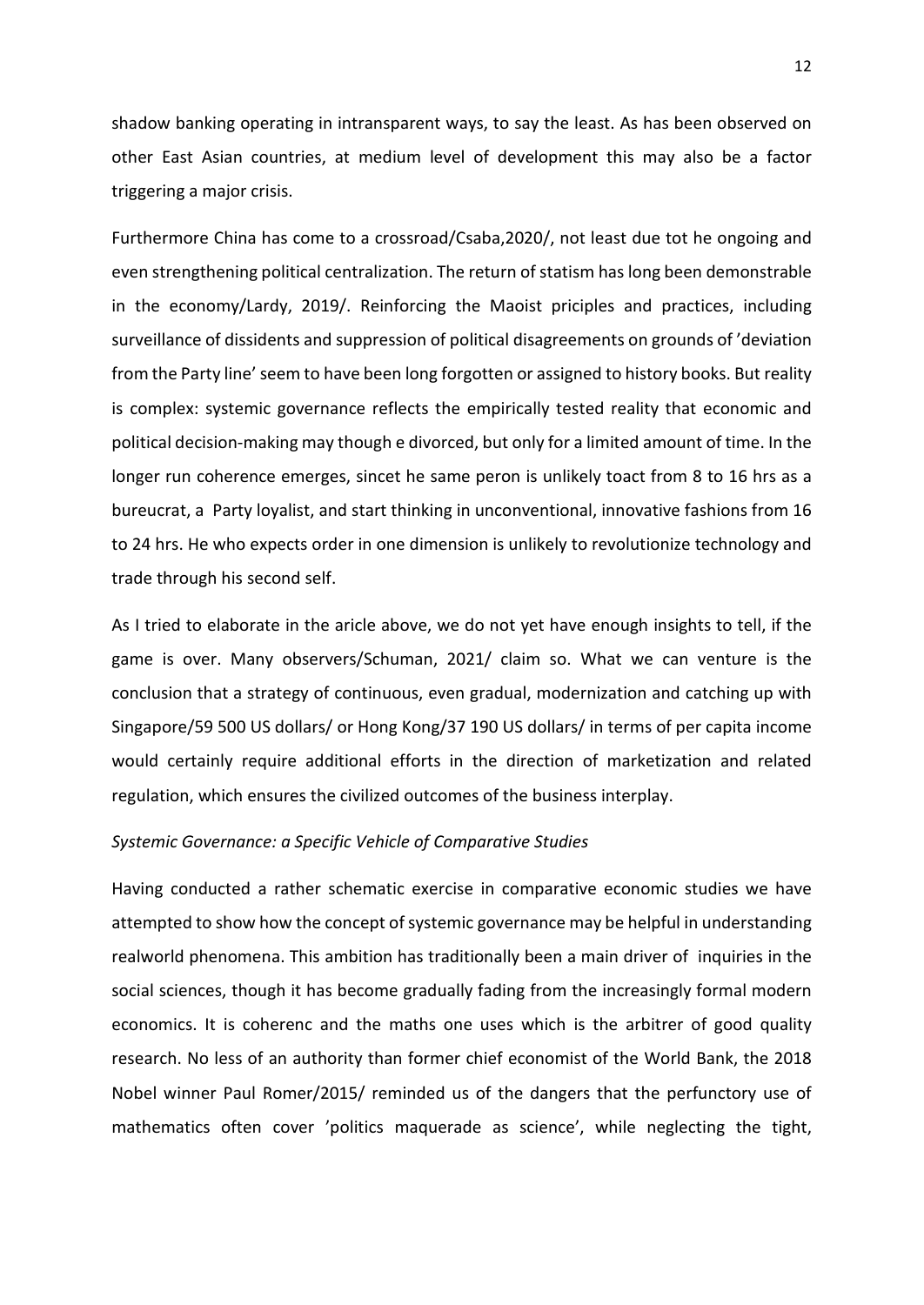shadow banking operating in intransparent ways, to say the least. As has been observed on other East Asian countries, at medium level of development this may also be a factor triggering a major crisis.

Furthermore China has come to a crossroad/Csaba,2020/, not least due tot he ongoing and even strengthening political centralization. The return of statism has long been demonstrable in the economy/Lardy, 2019/. Reinforcing the Maoist priciples and practices, including surveillance of dissidents and suppression of political disagreements on grounds of 'deviation from the Party line' seem to have been long forgotten or assigned to history books. But reality is complex: systemic governance reflects the empirically tested reality that economic and political decision-making may though e divorced, but only for a limited amount of time. In the longer run coherence emerges, sincet he same peron is unlikely toact from 8 to 16 hrs as a bureucrat, a Party loyalist, and start thinking in unconventional, innovative fashions from 16 to 24 hrs. He who expects order in one dimension is unlikely to revolutionize technology and trade through his second self.

As I tried to elaborate in the aricle above, we do not yet have enough insights to tell, if the game is over. Many observers/Schuman, 2021/ claim so. What we can venture is the conclusion that a strategy of continuous, even gradual, modernization and catching up with Singapore/59 500 US dollars/ or Hong Kong/37 190 US dollars/ in terms of per capita income would certainly require additional efforts in the direction of marketization and related regulation, which ensures the civilized outcomes of the business interplay.

*Systemic Governance: a Specific Vehicle of Comparative Studies*

Having conducted a rather schematic exercise in comparative economic studies we have attempted to show how the concept of systemic governance may be helpful in understanding realworld phenomena. This ambition has traditionally been a main driver of inquiries in the social sciences, though it has become gradually fading from the increasingly formal modern economics. It is coherenc and the maths one uses which is the arbitrer of good quality research. No less of an authority than former chief economist of the World Bank, the 2018 Nobel winner Paul Romer/2015/ reminded us of the dangers that the perfunctory use of mathematics often cover 'politics maquerade as science', while neglecting the tight,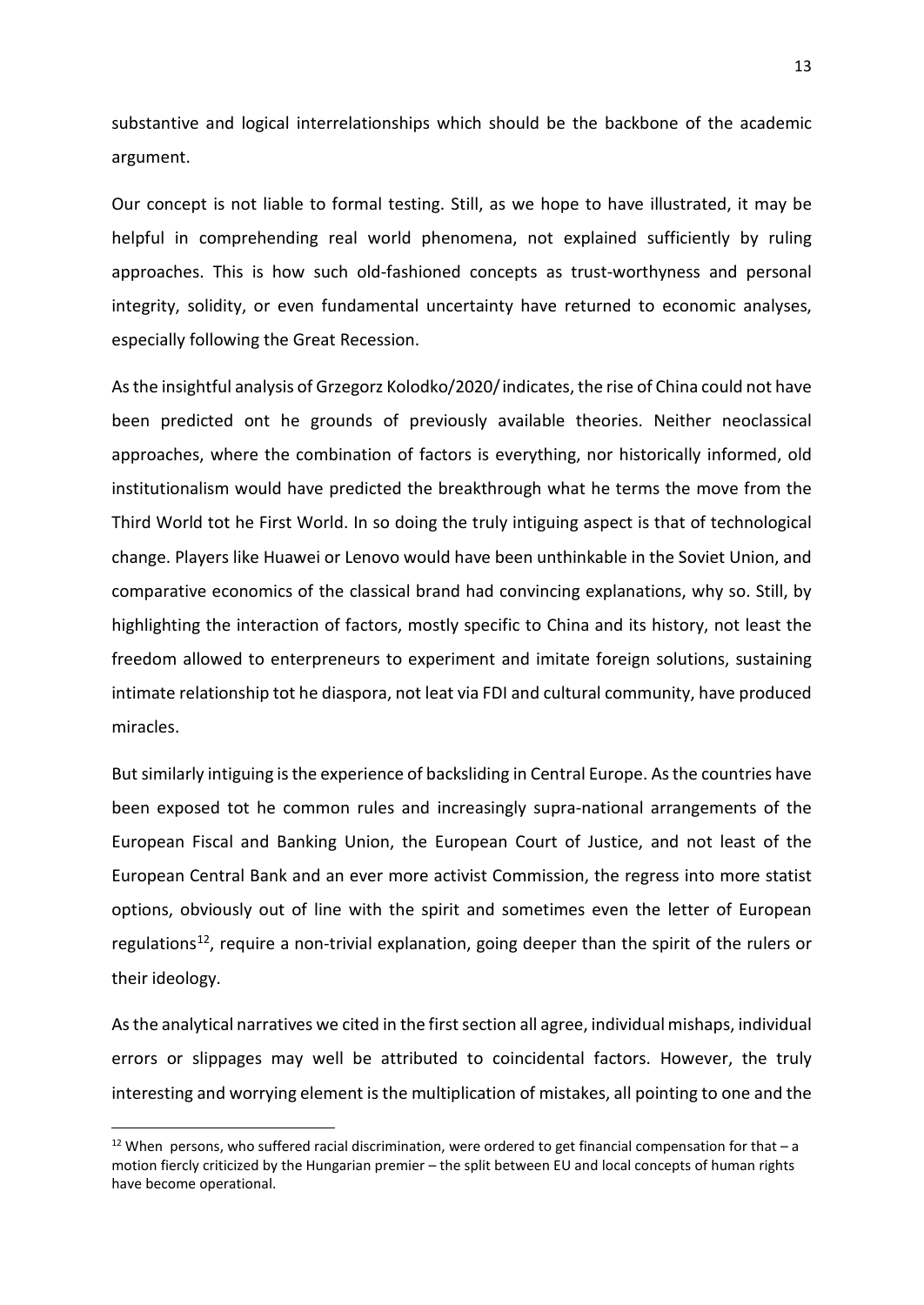substantive and logical interrelationships which should be the backbone of the academic argument.

Our concept is not liable to formal testing. Still, as we hope to have illustrated, it may be helpful in comprehending real world phenomena, not explained sufficiently by ruling approaches. This is how such old-fashioned concepts as trust-worthyness and personal integrity, solidity, or even fundamental uncertainty have returned to economic analyses, especially following the Great Recession.

As the insightful analysis of Grzegorz Kolodko/2020/ indicates, the rise of China could not have been predicted ont he grounds of previously available theories. Neither neoclassical approaches, where the combination of factors is everything, nor historically informed, old institutionalism would have predicted the breakthrough what he terms the move from the Third World tot he First World. In so doing the truly intiguing aspect is that of technological change. Players like Huawei or Lenovo would have been unthinkable in the Soviet Union, and comparative economics of the classical brand had convincing explanations, why so. Still, by highlighting the interaction of factors, mostly specific to China and its history, not least the freedom allowed to enterpreneurs to experiment and imitate foreign solutions, sustaining intimate relationship tot he diaspora, not leat via FDI and cultural community, have produced miracles.

But similarly intiguing is the experience of backsliding in Central Europe. As the countries have been exposed tot he common rules and increasingly supra-national arrangements of the European Fiscal and Banking Union, the European Court of Justice, and not least of the European Central Bank and an ever more activist Commission, the regress into more statist options, obviously out of line with the spirit and sometimes even the letter of European regulations[12], require a non-trivial explanation, going deeper than the spirit of the rulers or their ideology.

As the analytical narratives we cited in the first section all agree, individual mishaps, individual errors or slippages may well be attributed to coincidental factors. However, the truly interesting and worrying element is the multiplication of mistakes, all pointing to one and the

[12] When persons, who suffered racial discrimination, were ordered to get financial compensation for that – a motion fiercly criticized by the Hungarian premier – the split between EU and local concepts of human rights have become operational.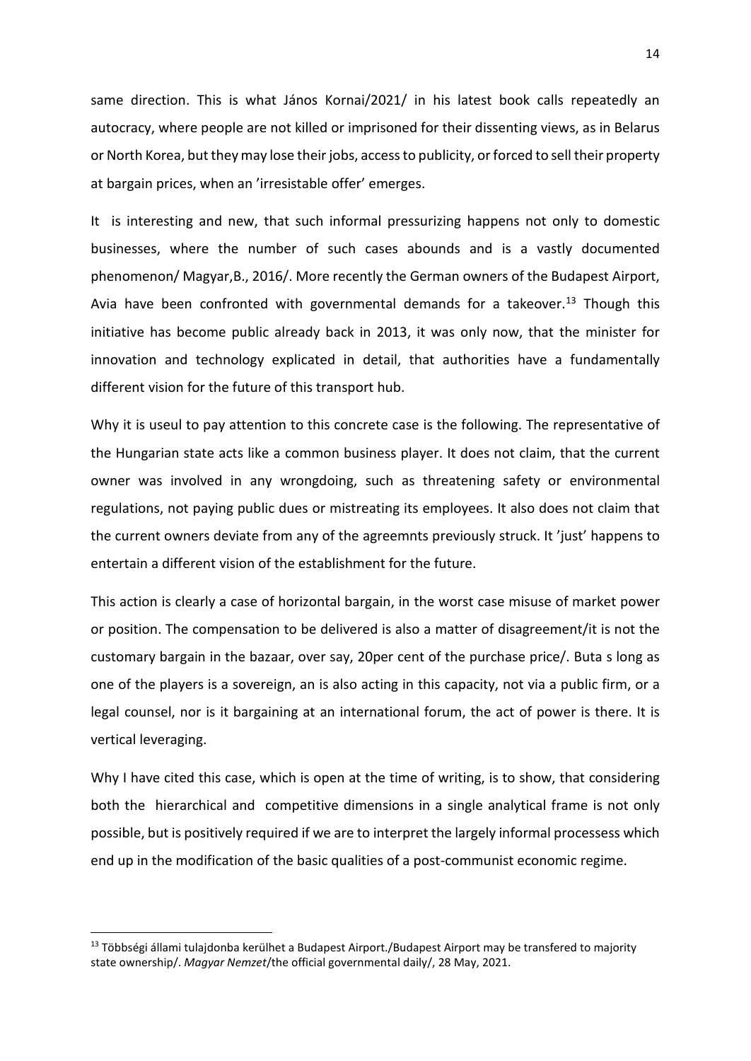same direction. This is what János Kornai/2021/ in his latest book calls repeatedly an autocracy, where people are not killed or imprisoned for their dissenting views, as in Belarus or North Korea, but they may lose their jobs, access to publicity, or forced to sell their property at bargain prices, when an 'irresistable offer' emerges.

It is interesting and new, that such informal pressurizing happens not only to domestic businesses, where the number of such cases abounds and is a vastly documented phenomenon/ Magyar,B., 2016/. More recently the German owners of the Budapest Airport, Avia have been confronted with governmental demands for a takeover.[13] Though this initiative has become public already back in 2013, it was only now, that the minister for innovation and technology explicated in detail, that authorities have a fundamentally different vision for the future of this transport hub.

Why it is useul to pay attention to this concrete case is the following. The representative of the Hungarian state acts like a common business player. It does not claim, that the current owner was involved in any wrongdoing, such as threatening safety or environmental regulations, not paying public dues or mistreating its employees. It also does not claim that the current owners deviate from any of the agreemnts previously struck. It 'just' happens to entertain a different vision of the establishment for the future.

This action is clearly a case of horizontal bargain, in the worst case misuse of market power or position. The compensation to be delivered is also a matter of disagreement/it is not the customary bargain in the bazaar, over say, 20per cent of the purchase price/. Buta s long as one of the players is a sovereign, an is also acting in this capacity, not via a public firm, or a legal counsel, nor is it bargaining at an international forum, the act of power is there. It is vertical leveraging.

Why I have cited this case, which is open at the time of writing, is to show, that considering both the hierarchical and competitive dimensions in a single analytical frame is not only possible, but is positively required if we are to interpret the largely informal processess which end up in the modification of the basic qualities of a post-communist economic regime.

---

[13] Többségi állami tulajdonba kerülhet a Budapest Airport./Budapest Airport may be transfered to majority state ownership/. *Magyar Nemzet*/the official governmental daily/, 28 May, 2021.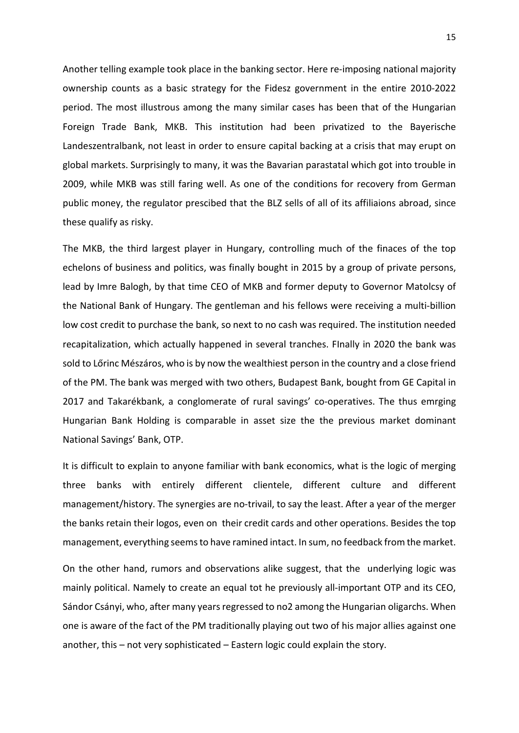Another telling example took place in the banking sector. Here re-imposing national majority ownership counts as a basic strategy for the Fidesz government in the entire 2010-2022 period. The most illustrous among the many similar cases has been that of the Hungarian Foreign Trade Bank, MKB. This institution had been privatized to the Bayerische Landeszentralbank, not least in order to ensure capital backing at a crisis that may erupt on global markets. Surprisingly to many, it was the Bavarian parastatal which got into trouble in 2009, while MKB was still faring well. As one of the conditions for recovery from German public money, the regulator prescibed that the BLZ sells of all of its affiliaions abroad, since these qualify as risky.

The MKB, the third largest player in Hungary, controlling much of the finaces of the top echelons of business and politics, was finally bought in 2015 by a group of private persons, lead by Imre Balogh, by that time CEO of MKB and former deputy to Governor Matolcsy of the National Bank of Hungary. The gentleman and his fellows were receiving a multi-billion low cost credit to purchase the bank, so next to no cash was required. The institution needed recapitalization, which actually happened in several tranches. FInally in 2020 the bank was sold to Lőrinc Mészáros, who is by now the wealthiest person in the country and a close friend of the PM. The bank was merged with two others, Budapest Bank, bought from GE Capital in 2017 and Takarékbank, a conglomerate of rural savings' co-operatives. The thus emrging Hungarian Bank Holding is comparable in asset size the the previous market dominant National Savings' Bank, OTP.

It is difficult to explain to anyone familiar with bank economics, what is the logic of merging three banks with entirely different clientele, different culture and different management/history. The synergies are no-trivail, to say the least. After a year of the merger the banks retain their logos, even on their credit cards and other operations. Besides the top management, everything seems to have ramined intact. In sum, no feedback from the market.

On the other hand, rumors and observations alike suggest, that the underlying logic was mainly political. Namely to create an equal tot he previously all-important OTP and its CEO, Sándor Csányi, who, after many years regressed to no2 among the Hungarian oligarchs. When one is aware of the fact of the PM traditionally playing out two of his major allies against one another, this – not very sophisticated – Eastern logic could explain the story.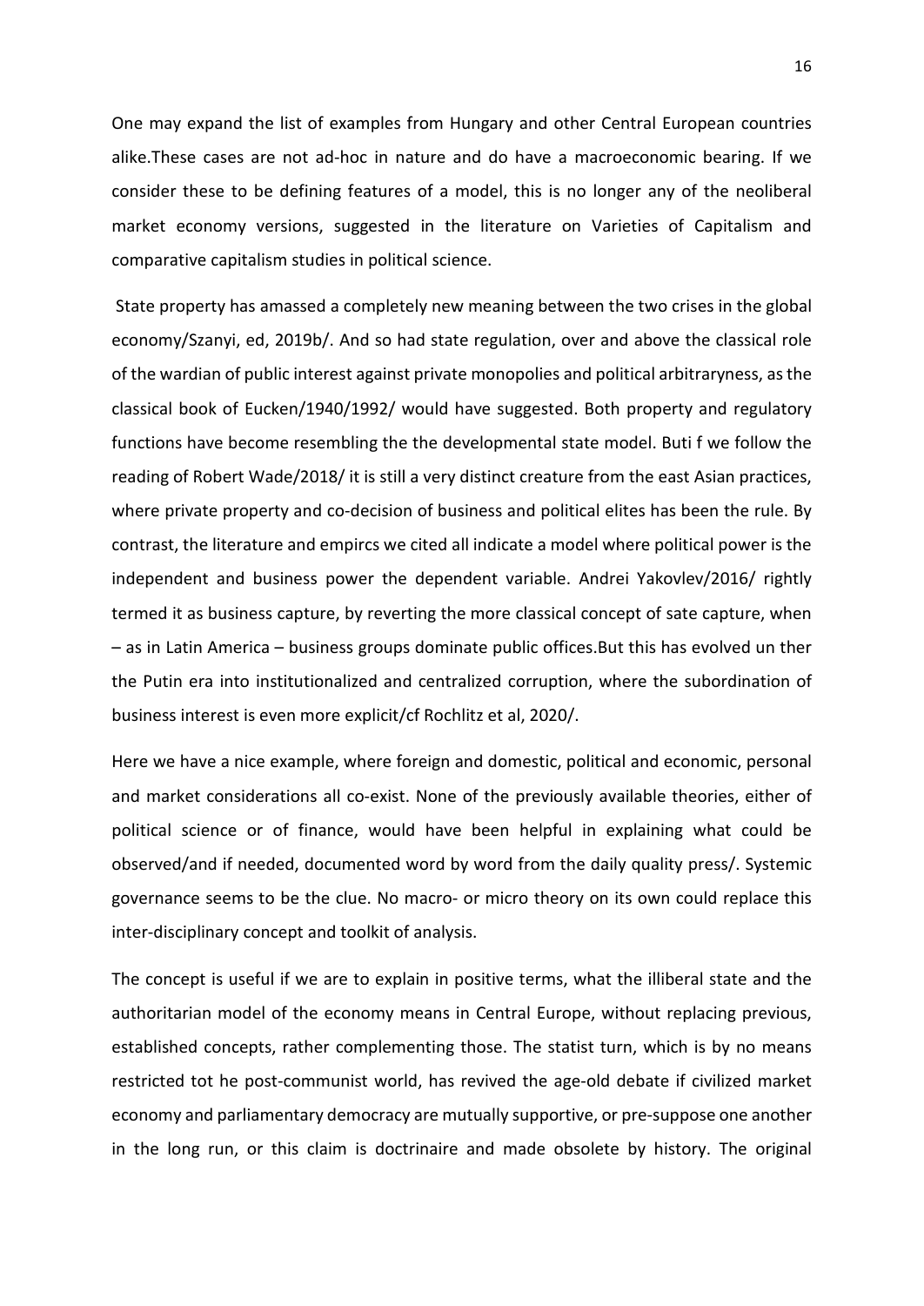One may expand the list of examples from Hungary and other Central European countries alike.These cases are not ad-hoc in nature and do have a macroeconomic bearing. If we consider these to be defining features of a model, this is no longer any of the neoliberal market economy versions, suggested in the literature on Varieties of Capitalism and comparative capitalism studies in political science.

State property has amassed a completely new meaning between the two crises in the global economy/Szanyi, ed, 2019b/. And so had state regulation, over and above the classical role of the wardian of public interest against private monopolies and political arbitraryness, as the classical book of Eucken/1940/1992/ would have suggested. Both property and regulatory functions have become resembling the the developmental state model. Buti f we follow the reading of Robert Wade/2018/ it is still a very distinct creature from the east Asian practices, where private property and co-decision of business and political elites has been the rule. By contrast, the literature and empircs we cited all indicate a model where political power is the independent and business power the dependent variable. Andrei Yakovlev/2016/ rightly termed it as business capture, by reverting the more classical concept of sate capture, when – as in Latin America – business groups dominate public offices.But this has evolved un ther the Putin era into institutionalized and centralized corruption, where the subordination of business interest is even more explicit/cf Rochlitz et al, 2020/.

Here we have a nice example, where foreign and domestic, political and economic, personal and market considerations all co-exist. None of the previously available theories, either of political science or of finance, would have been helpful in explaining what could be observed/and if needed, documented word by word from the daily quality press/. Systemic governance seems to be the clue. No macro- or micro theory on its own could replace this inter-disciplinary concept and toolkit of analysis.

The concept is useful if we are to explain in positive terms, what the illiberal state and the authoritarian model of the economy means in Central Europe, without replacing previous, established concepts, rather complementing those. The statist turn, which is by no means restricted tot he post-communist world, has revived the age-old debate if civilized market economy and parliamentary democracy are mutually supportive, or pre-suppose one another in the long run, or this claim is doctrinaire and made obsolete by history. The original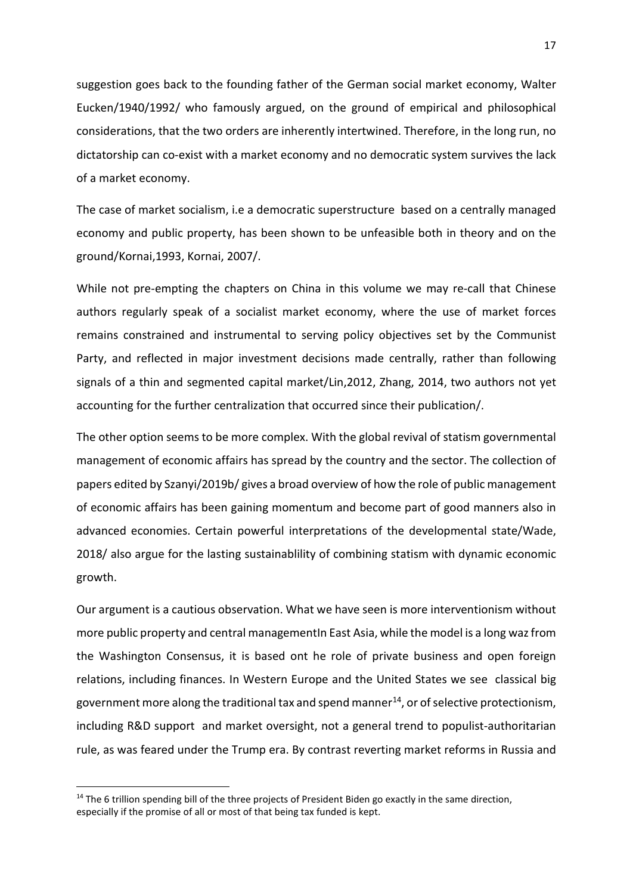suggestion goes back to the founding father of the German social market economy, Walter Eucken/1940/1992/ who famously argued, on the ground of empirical and philosophical considerations, that the two orders are inherently intertwined. Therefore, in the long run, no dictatorship can co-exist with a market economy and no democratic system survives the lack of a market economy.

The case of market socialism, i.e a democratic superstructure based on a centrally managed economy and public property, has been shown to be unfeasible both in theory and on the ground/Kornai,1993, Kornai, 2007/.

While not pre-empting the chapters on China in this volume we may re-call that Chinese authors regularly speak of a socialist market economy, where the use of market forces remains constrained and instrumental to serving policy objectives set by the Communist Party, and reflected in major investment decisions made centrally, rather than following signals of a thin and segmented capital market/Lin,2012, Zhang, 2014, two authors not yet accounting for the further centralization that occurred since their publication/.

The other option seems to be more complex. With the global revival of statism governmental management of economic affairs has spread by the country and the sector. The collection of papers edited by Szanyi/2019b/ gives a broad overview of how the role of public management of economic affairs has been gaining momentum and become part of good manners also in advanced economies. Certain powerful interpretations of the developmental state/Wade, 2018/ also argue for the lasting sustainablility of combining statism with dynamic economic growth.

Our argument is a cautious observation. What we have seen is more interventionism without more public property and central managementIn East Asia, while the model is a long waz from the Washington Consensus, it is based ont he role of private business and open foreign relations, including finances. In Western Europe and the United States we see classical big government more along the traditional tax and spend manner[14], or of selective protectionism, including R&D support and market oversight, not a general trend to populist-authoritarian rule, as was feared under the Trump era. By contrast reverting market reforms in Russia and

[14] The 6 trillion spending bill of the three projects of President Biden go exactly in the same direction, especially if the promise of all or most of that being tax funded is kept.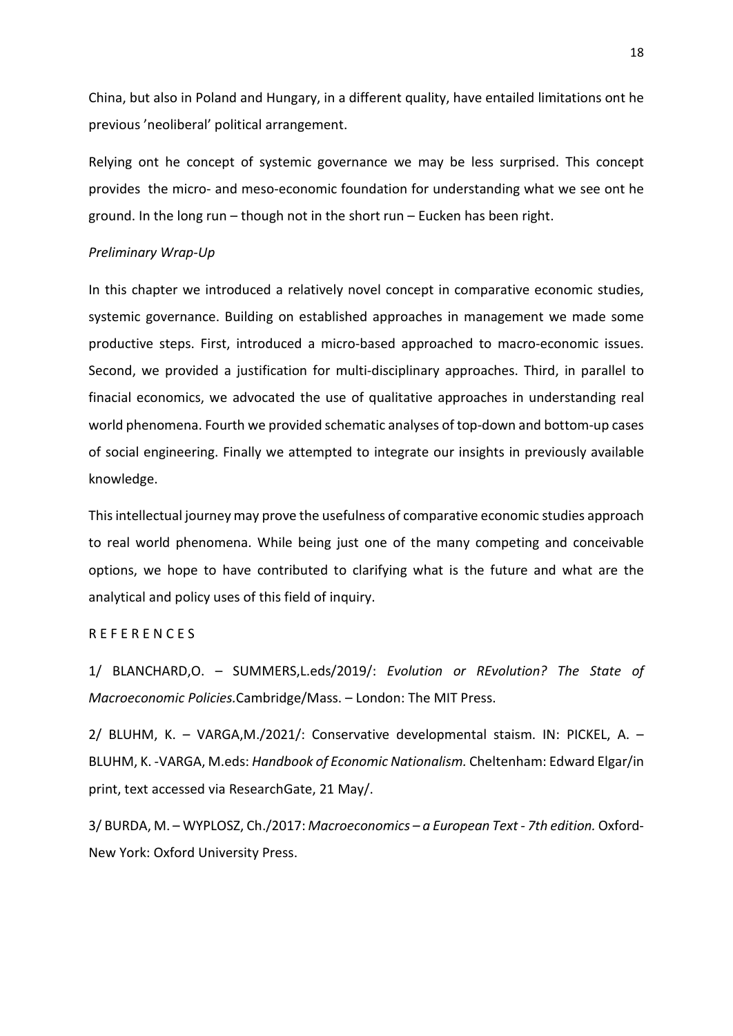China, but also in Poland and Hungary, in a different quality, have entailed limitations ont he previous 'neoliberal' political arrangement.

Relying ont he concept of systemic governance we may be less surprised. This concept provides the micro- and meso-economic foundation for understanding what we see ont he ground. In the long run – though not in the short run – Eucken has been right.

*Preliminary Wrap-Up*

In this chapter we introduced a relatively novel concept in comparative economic studies, systemic governance. Building on established approaches in management we made some productive steps. First, introduced a micro-based approached to macro-economic issues. Second, we provided a justification for multi-disciplinary approaches. Third, in parallel to finacial economics, we advocated the use of qualitative approaches in understanding real world phenomena. Fourth we provided schematic analyses of top-down and bottom-up cases of social engineering. Finally we attempted to integrate our insights in previously available knowledge.

This intellectual journey may prove the usefulness of comparative economic studies approach to real world phenomena. While being just one of the many competing and conceivable options, we hope to have contributed to clarifying what is the future and what are the analytical and policy uses of this field of inquiry.

R E F E R E N C E S

1/ BLANCHARD,O. – SUMMERS,L.eds/2019/: *Evolution or REvolution? The State of Macroeconomic Policies*.Cambridge/Mass. – London: The MIT Press.

2/ BLUHM, K. – VARGA,M./2021/: Conservative developmental staism. IN: PICKEL, A. – BLUHM, K. -VARGA, M.eds: *Handbook of Economic Nationalism.* Cheltenham: Edward Elgar/in print, text accessed via ResearchGate, 21 May/.

3/ BURDA, M. – WYPLOSZ, Ch./2017: *Macroeconomics – a European Text - 7th edition.* Oxford-New York: Oxford University Press.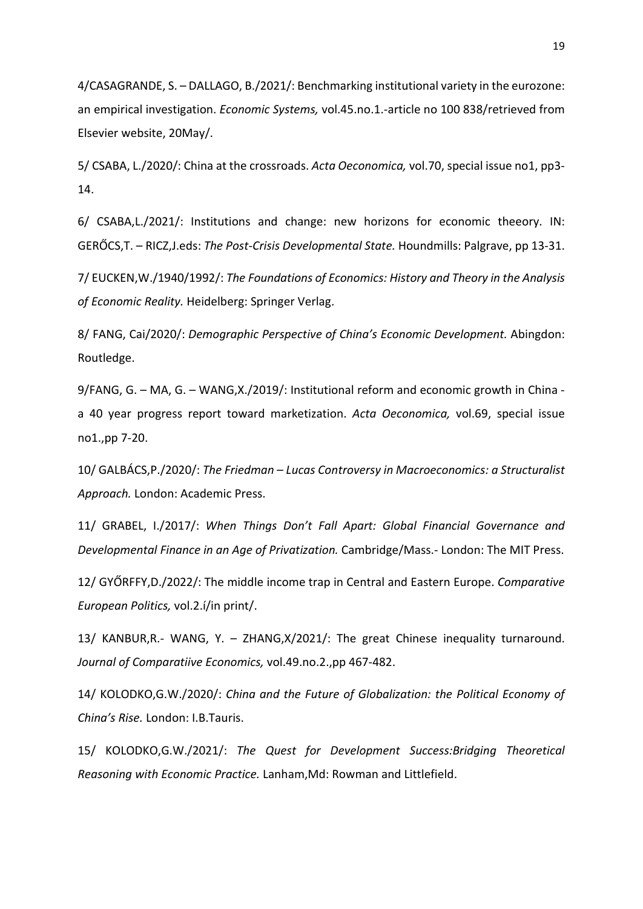4/CASAGRANDE, S. – DALLAGO, B./2021/: Benchmarking institutional variety in the eurozone: an empirical investigation. *Economic Systems,* vol.45.no.1.-article no 100 838/retrieved from Elsevier website, 20May/.

5/ CSABA, L./2020/: China at the crossroads. *Acta Oeconomica,* vol.70, special issue no1, pp3-14.

6/ CSABA,L./2021/: Institutions and change: new horizons for economic theeory. IN: GERŐCS,T. – RICZ,J.eds: *The Post-Crisis Developmental State.* Houndmills: Palgrave, pp 13-31.

7/ EUCKEN,W./1940/1992/: *The Foundations of Economics: History and Theory in the Analysis of Economic Reality.* Heidelberg: Springer Verlag.

8/ FANG, Cai/2020/: *Demographic Perspective of China's Economic Development.* Abingdon: Routledge.

9/FANG, G. – MA, G. – WANG,X./2019/: Institutional reform and economic growth in China - a 40 year progress report toward marketization. *Acta Oeconomica,* vol.69, special issue no1.,pp 7-20.

10/ GALBÁCS,P./2020/: *The Friedman – Lucas Controversy in Macroeconomics: a Structuralist Approach.* London: Academic Press.

11/ GRABEL, I./2017/: *When Things Don't Fall Apart: Global Financial Governance and Developmental Finance in an Age of Privatization.* Cambridge/Mass.- London: The MIT Press.

12/ GYŐRFFY,D./2022/: The middle income trap in Central and Eastern Europe. *Comparative European Politics,* vol.2.í/in print/.

13/ KANBUR,R.- WANG, Y. – ZHANG,X/2021/: The great Chinese inequality turnaround. *Journal of Comparatiive Economics,* vol.49.no.2.,pp 467-482.

14/ KOLODKO,G.W./2020/: *China and the Future of Globalization: the Political Economy of China's Rise.* London: I.B.Tauris.

15/ KOLODKO,G.W./2021/: *The Quest for Development Success:Bridging Theoretical Reasoning with Economic Practice.* Lanham,Md: Rowman and Littlefield.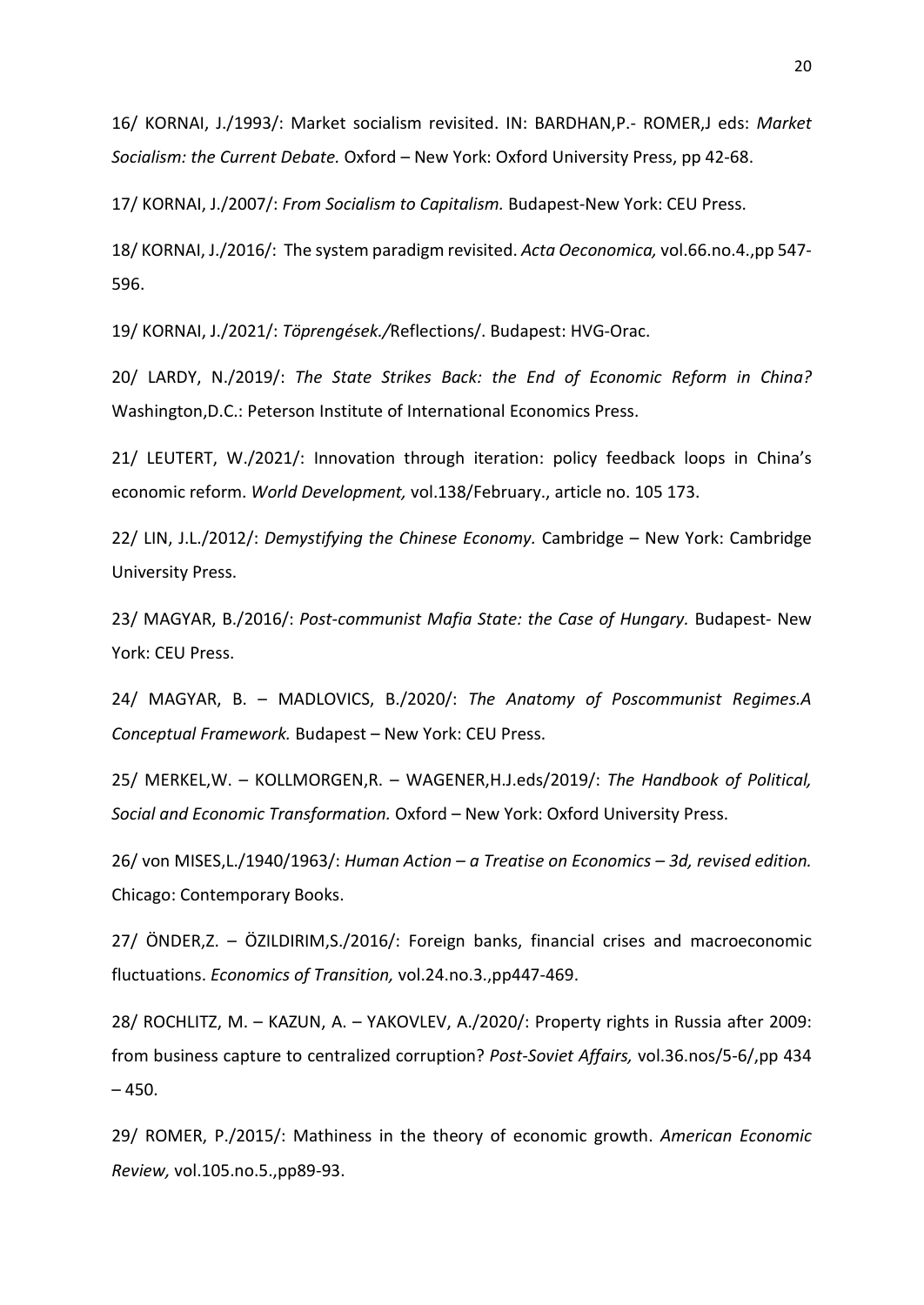16/ KORNAI, J./1993/: Market socialism revisited. IN: BARDHAN,P.- ROMER,J eds: *Market Socialism: the Current Debate.* Oxford – New York: Oxford University Press, pp 42-68.

17/ KORNAI, J./2007/: *From Socialism to Capitalism.* Budapest-New York: CEU Press.

18/ KORNAI, J./2016/: The system paradigm revisited. *Acta Oeconomica,* vol.66.no.4.,pp 547-596.

19/ KORNAI, J./2021/: *Töprengések./*Reflections/. Budapest: HVG-Orac.

20/ LARDY, N./2019/: *The State Strikes Back: the End of Economic Reform in China?* Washington,D.C.: Peterson Institute of International Economics Press.

21/ LEUTERT, W./2021/: Innovation through iteration: policy feedback loops in China's economic reform. *World Development,* vol.138/February., article no. 105 173.

22/ LIN, J.L./2012/: *Demystifying the Chinese Economy.* Cambridge – New York: Cambridge University Press.

23/ MAGYAR, B./2016/: *Post-communist Mafia State: the Case of Hungary.* Budapest- New York: CEU Press.

24/ MAGYAR, B. – MADLOVICS, B./2020/: *The Anatomy of Poscommunist Regimes.A Conceptual Framework.* Budapest – New York: CEU Press.

25/ MERKEL,W. – KOLLMORGEN,R. – WAGENER,H.J.eds/2019/: *The Handbook of Political, Social and Economic Transformation.* Oxford – New York: Oxford University Press.

26/ von MISES,L./1940/1963/: *Human Action – a Treatise on Economics – 3d, revised edition.* Chicago: Contemporary Books.

27/ ÖNDER,Z. – ÖZILDIRIM,S./2016/: Foreign banks, financial crises and macroeconomic fluctuations. *Economics of Transition,* vol.24.no.3.,pp447-469.

28/ ROCHLITZ, M. – KAZUN, A. – YAKOVLEV, A./2020/: Property rights in Russia after 2009: from business capture to centralized corruption? *Post-Soviet Affairs,* vol.36.nos/5-6/,pp 434 – 450.

29/ ROMER, P./2015/: Mathiness in the theory of economic growth. *American Economic Review,* vol.105.no.5.,pp89-93.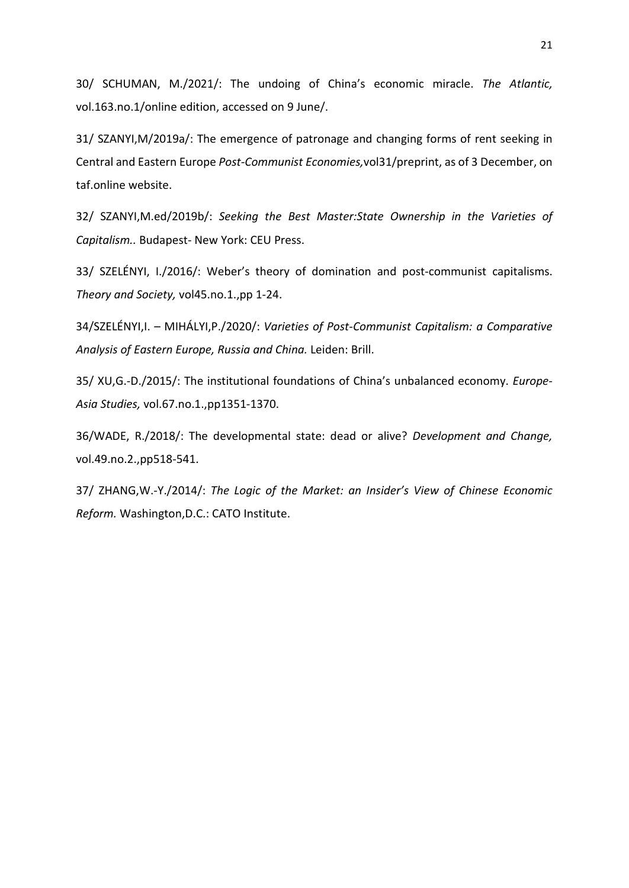30/ SCHUMAN, M./2021/: The undoing of China's economic miracle. *The Atlantic,* vol.163.no.1/online edition, accessed on 9 June/.

31/ SZANYI,M/2019a/: The emergence of patronage and changing forms of rent seeking in Central and Eastern Europe *Post-Communist Economies,*vol31/preprint, as of 3 December, on taf.online website.

32/ SZANYI,M.ed/2019b/: *Seeking the Best Master:State Ownership in the Varieties of Capitalism..* Budapest- New York: CEU Press.

33/ SZELÉNYI, I./2016/: Weber's theory of domination and post-communist capitalisms. *Theory and Society,* vol45.no.1.,pp 1-24.

34/SZELÉNYI,I. – MIHÁLYI,P./2020/: *Varieties of Post-Communist Capitalism: a Comparative Analysis of Eastern Europe, Russia and China.* Leiden: Brill.

35/ XU,G.-D./2015/: The institutional foundations of China's unbalanced economy. *Europe-Asia Studies,* vol.67.no.1.,pp1351-1370.

36/WADE, R./2018/: The developmental state: dead or alive? *Development and Change,* vol.49.no.2.,pp518-541.

37/ ZHANG,W.-Y./2014/: *The Logic of the Market: an Insider's View of Chinese Economic Reform.* Washington,D.C.: CATO Institute.